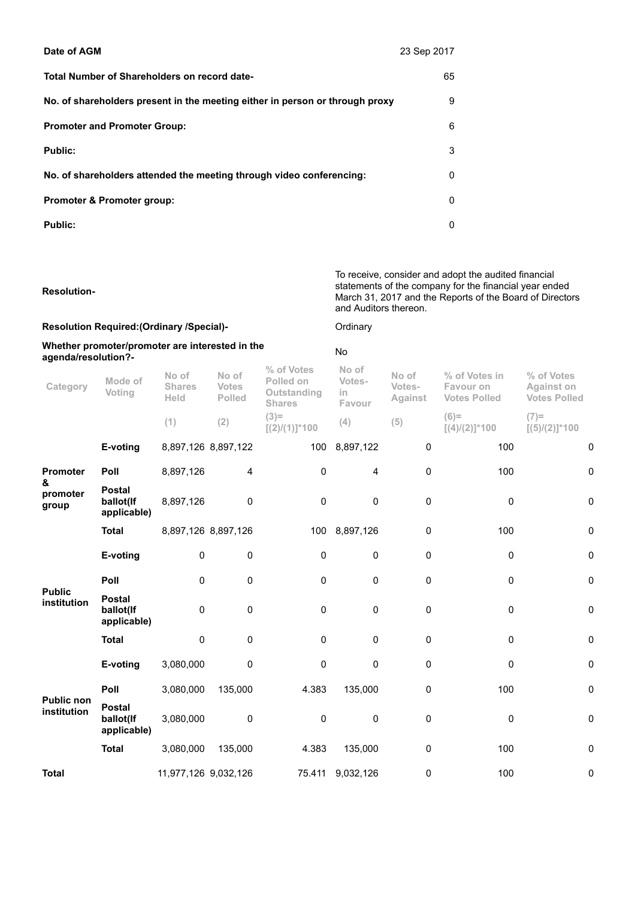| | |
|---|---|
| **Date of AGM** | 23 Sep 2017 |
| **Total Number of Shareholders on record date-** | 65 |
| **No. of shareholders present in the meeting either in person or through proxy** | 9 |
| **Promoter and Promoter Group:** | 6 |
| **Public:** | 3 |
| **No. of shareholders attended the meeting through video conferencing:** | 0 |
| **Promoter & Promoter group:** | 0 |
| **Public:** | 0 |

| | |
|---|---|
| **Resolution-** | To receive, consider and adopt the audited financial statements of the company for the financial year ended March 31, 2017 and the Reports of the Board of Directors and Auditors thereon. |
| **Resolution Required:(Ordinary /Special)-** | Ordinary |
| **Whether promoter/promoter are interested in the agenda/resolution?-** | No |

| Category | Mode of Voting | No of Shares Held | No of Votes Polled | % of Votes Polled on Outstanding Shares | No of Votes-in Favour | No of Votes-Against | % of Votes in Favour on Votes Polled | % of Votes Against on Votes Polled |
|---|---|---|---|---|---|---|---|---|
| | | (1) | (2) | (3)=[(2)/(1)]*100 | (4) | (5) | (6)=[(4)/(2)]*100 | (7)=[(5)/(2)]*100 |
| **Promoter & promoter group** | **E-voting** | 8,897,126 | 8,897,122 | 100 | 8,897,122 | 0 | 100 | 0 |
| | **Poll** | 8,897,126 | 4 | 0 | 4 | 0 | 100 | 0 |
| | **Postal ballot(If applicable)** | 8,897,126 | 0 | 0 | 0 | 0 | 0 | 0 |
| | **Total** | 8,897,126 | 8,897,126 | 100 | 8,897,126 | 0 | 100 | 0 |
| **Public institution** | **E-voting** | 0 | 0 | 0 | 0 | 0 | 0 | 0 |
| | **Poll** | 0 | 0 | 0 | 0 | 0 | 0 | 0 |
| | **Postal ballot(If applicable)** | 0 | 0 | 0 | 0 | 0 | 0 | 0 |
| | **Total** | 0 | 0 | 0 | 0 | 0 | 0 | 0 |
| **Public non institution** | **E-voting** | 3,080,000 | 0 | 0 | 0 | 0 | 0 | 0 |
| | **Poll** | 3,080,000 | 135,000 | 4.383 | 135,000 | 0 | 100 | 0 |
| | **Postal ballot(If applicable)** | 3,080,000 | 0 | 0 | 0 | 0 | 0 | 0 |
| | **Total** | 3,080,000 | 135,000 | 4.383 | 135,000 | 0 | 100 | 0 |
| **Total** | | 11,977,126 | 9,032,126 | 75.411 | 9,032,126 | 0 | 100 | 0 |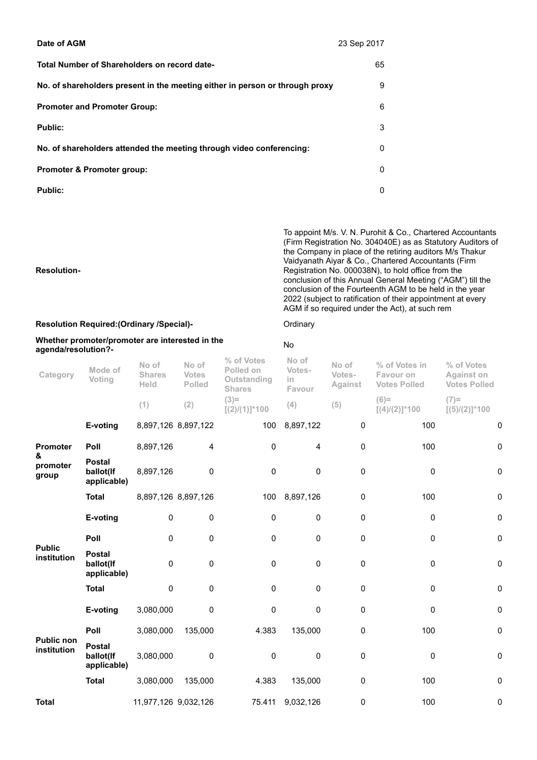| | |
|---|---|
| **Date of AGM** | 23 Sep 2017 |
| **Total Number of Shareholders on record date-** | 65 |
| **No. of shareholders present in the meeting either in person or through proxy** | 9 |
| **Promoter and Promoter Group:** | 6 |
| **Public:** | 3 |
| **No. of shareholders attended the meeting through video conferencing:** | 0 |
| **Promoter & Promoter group:** | 0 |
| **Public:** | 0 |

| | |
|---|---|
| **Resolution-** | To appoint M/s. V. N. Purohit & Co., Chartered Accountants (Firm Registration No. 304040E) as as Statutory Auditors of the Company in place of the retiring auditors M/s Thakur Vaidyanath Aiyar & Co., Chartered Accountants (Firm Registration No. 000038N), to hold office from the conclusion of this Annual General Meeting ("AGM") till the conclusion of the Fourteenth AGM to be held in the year 2022 (subject to ratification of their appointment at every AGM if so required under the Act), at such rem |
| **Resolution Required:(Ordinary /Special)-** | Ordinary |
| **Whether promoter/promoter are interested in the agenda/resolution?-** | No |

| Category | Mode of Voting | No of Shares Held | No of Votes Polled | % of Votes Polled on Outstanding Shares | No of Votes-in Favour | No of Votes-Against | % of Votes in Favour on Votes Polled | % of Votes Against on Votes Polled |
|---|---|---|---|---|---|---|---|---|
| | | (1) | (2) | (3)=[(2)/(1)]*100 | (4) | (5) | (6)=[(4)/(2)]*100 | (7)=[(5)/(2)]*100 |
| Promoter & promoter group | E-voting | 8,897,126 | 8,897,122 | 100 | 8,897,122 | 0 | 100 | 0 |
| | Poll | 8,897,126 | 4 | 0 | 4 | 0 | 100 | 0 |
| | Postal ballot(If applicable) | 8,897,126 | 0 | 0 | 0 | 0 | 0 | 0 |
| | Total | 8,897,126 | 8,897,126 | 100 | 8,897,126 | 0 | 100 | 0 |
| Public institution | E-voting | 0 | 0 | 0 | 0 | 0 | 0 | 0 |
| | Poll | 0 | 0 | 0 | 0 | 0 | 0 | 0 |
| | Postal ballot(If applicable) | 0 | 0 | 0 | 0 | 0 | 0 | 0 |
| | Total | 0 | 0 | 0 | 0 | 0 | 0 | 0 |
| Public non institution | E-voting | 3,080,000 | 0 | 0 | 0 | 0 | 0 | 0 |
| | Poll | 3,080,000 | 135,000 | 4.383 | 135,000 | 0 | 100 | 0 |
| | Postal ballot(If applicable) | 3,080,000 | 0 | 0 | 0 | 0 | 0 | 0 |
| | Total | 3,080,000 | 135,000 | 4.383 | 135,000 | 0 | 100 | 0 |
| Total | | 11,977,126 | 9,032,126 | 75.411 | 9,032,126 | 0 | 100 | 0 |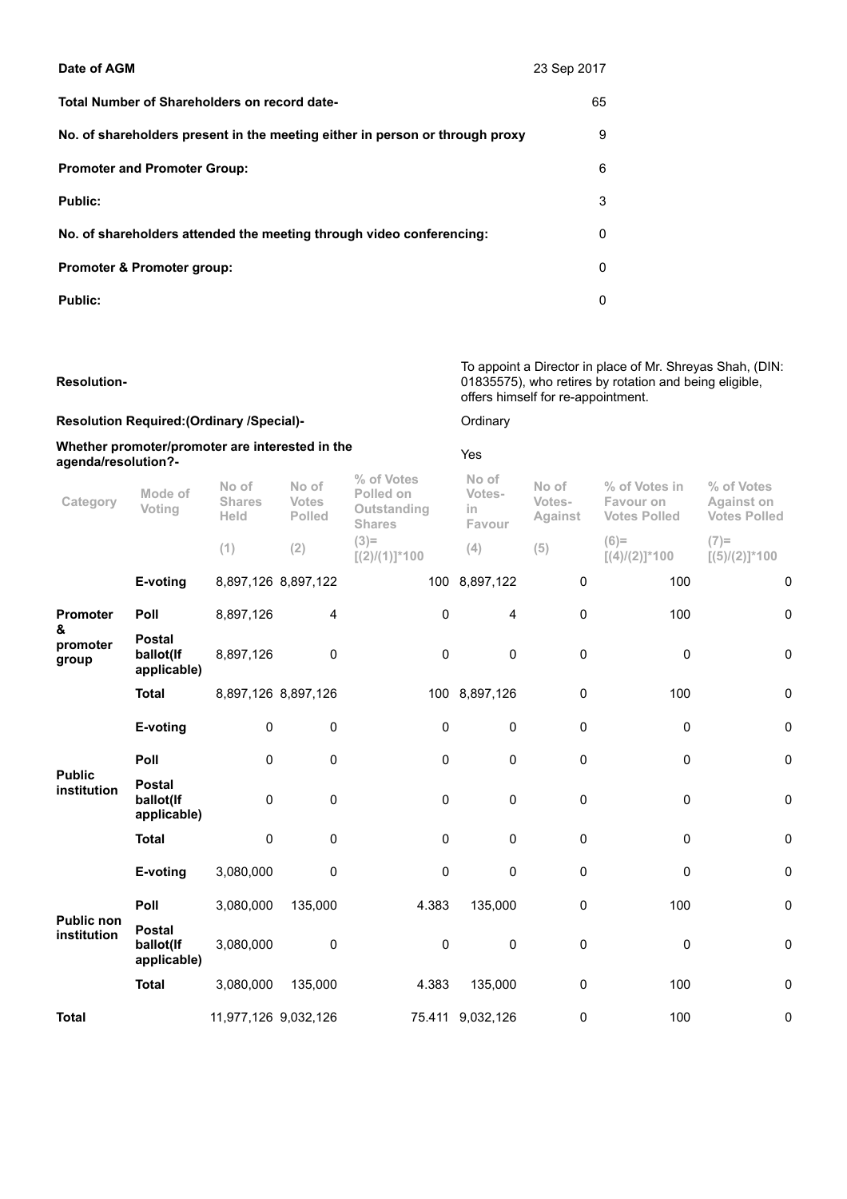| | |
|---|---|
| **Date of AGM** | 23 Sep 2017 |
| **Total Number of Shareholders on record date-** | 65 |
| **No. of shareholders present in the meeting either in person or through proxy** | 9 |
| **Promoter and Promoter Group:** | 6 |
| **Public:** | 3 |
| **No. of shareholders attended the meeting through video conferencing:** | 0 |
| **Promoter & Promoter group:** | 0 |
| **Public:** | 0 |

| | |
|---|---|
| **Resolution-** | To appoint a Director in place of Mr. Shreyas Shah, (DIN: 01835575), who retires by rotation and being eligible, offers himself for re-appointment. |
| **Resolution Required:(Ordinary /Special)-** | Ordinary |
| **Whether promoter/promoter are interested in the agenda/resolution?-** | Yes |

| Category | Mode of Voting | No of Shares Held | No of Votes Polled | % of Votes Polled on Outstanding Shares | No of Votes-in Favour | No of Votes-Against | % of Votes in Favour on Votes Polled | % of Votes Against on Votes Polled |
|---|---|---|---|---|---|---|---|---|
| | | (1) | (2) | (3)=[(2)/(1)]*100 | (4) | (5) | (6)=[(4)/(2)]*100 | (7)=[(5)/(2)]*100 |
| **Promoter & promoter group** | **E-voting** | 8,897,126 | 8,897,122 | 100 | 8,897,122 | 0 | 100 | 0 |
| | **Poll** | 8,897,126 | 4 | 0 | 4 | 0 | 100 | 0 |
| | **Postal ballot(If applicable)** | 8,897,126 | 0 | 0 | 0 | 0 | 0 | 0 |
| | **Total** | 8,897,126 | 8,897,126 | 100 | 8,897,126 | 0 | 100 | 0 |
| **Public institution** | **E-voting** | 0 | 0 | 0 | 0 | 0 | 0 | 0 |
| | **Poll** | 0 | 0 | 0 | 0 | 0 | 0 | 0 |
| | **Postal ballot(If applicable)** | 0 | 0 | 0 | 0 | 0 | 0 | 0 |
| | **Total** | 0 | 0 | 0 | 0 | 0 | 0 | 0 |
| **Public non institution** | **E-voting** | 3,080,000 | 0 | 0 | 0 | 0 | 0 | 0 |
| | **Poll** | 3,080,000 | 135,000 | 4.383 | 135,000 | 0 | 100 | 0 |
| | **Postal ballot(If applicable)** | 3,080,000 | 0 | 0 | 0 | 0 | 0 | 0 |
| | **Total** | 3,080,000 | 135,000 | 4.383 | 135,000 | 0 | 100 | 0 |
| **Total** | | 11,977,126 | 9,032,126 | 75.411 | 9,032,126 | 0 | 100 | 0 |